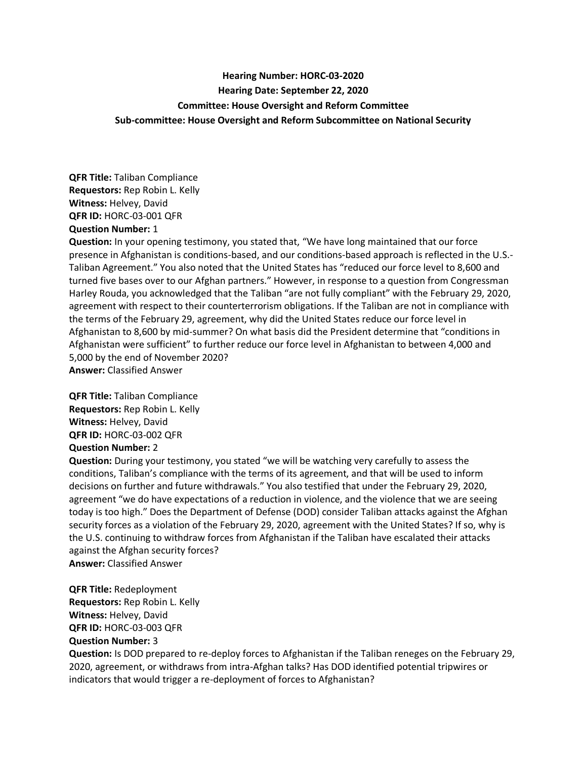**Hearing Number: HORC-03-2020**
**Hearing Date: September 22, 2020**
**Committee: House Oversight and Reform Committee**
**Sub-committee: House Oversight and Reform Subcommittee on National Security**

**QFR Title:** Taliban Compliance
**Requestors:** Rep Robin L. Kelly
**Witness:** Helvey, David
**QFR ID:** HORC-03-001 QFR
**Question Number:** 1
**Question:** In your opening testimony, you stated that, "We have long maintained that our force presence in Afghanistan is conditions-based, and our conditions-based approach is reflected in the U.S.-Taliban Agreement." You also noted that the United States has "reduced our force level to 8,600 and turned five bases over to our Afghan partners." However, in response to a question from Congressman Harley Rouda, you acknowledged that the Taliban "are not fully compliant" with the February 29, 2020, agreement with respect to their counterterrorism obligations. If the Taliban are not in compliance with the terms of the February 29, agreement, why did the United States reduce our force level in Afghanistan to 8,600 by mid-summer? On what basis did the President determine that "conditions in Afghanistan were sufficient" to further reduce our force level in Afghanistan to between 4,000 and 5,000 by the end of November 2020?
**Answer:** Classified Answer

**QFR Title:** Taliban Compliance
**Requestors:** Rep Robin L. Kelly
**Witness:** Helvey, David
**QFR ID:** HORC-03-002 QFR
**Question Number:** 2
**Question:** During your testimony, you stated "we will be watching very carefully to assess the conditions, Taliban's compliance with the terms of its agreement, and that will be used to inform decisions on further and future withdrawals." You also testified that under the February 29, 2020, agreement "we do have expectations of a reduction in violence, and the violence that we are seeing today is too high." Does the Department of Defense (DOD) consider Taliban attacks against the Afghan security forces as a violation of the February 29, 2020, agreement with the United States? If so, why is the U.S. continuing to withdraw forces from Afghanistan if the Taliban have escalated their attacks against the Afghan security forces?
**Answer:** Classified Answer

**QFR Title:** Redeployment
**Requestors:** Rep Robin L. Kelly
**Witness:** Helvey, David
**QFR ID:** HORC-03-003 QFR
**Question Number:** 3
**Question:** Is DOD prepared to re-deploy forces to Afghanistan if the Taliban reneges on the February 29, 2020, agreement, or withdraws from intra-Afghan talks? Has DOD identified potential tripwires or indicators that would trigger a re-deployment of forces to Afghanistan?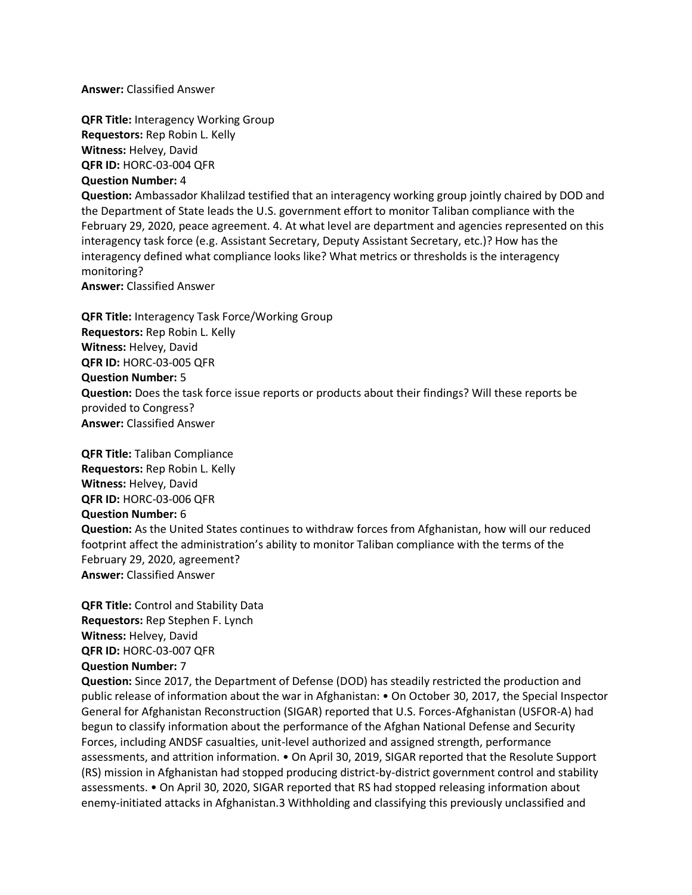**Answer:** Classified Answer

**QFR Title:** Interagency Working Group
**Requestors:** Rep Robin L. Kelly
**Witness:** Helvey, David
**QFR ID:** HORC-03-004 QFR
**Question Number:** 4
**Question:** Ambassador Khalilzad testified that an interagency working group jointly chaired by DOD and the Department of State leads the U.S. government effort to monitor Taliban compliance with the February 29, 2020, peace agreement. 4. At what level are department and agencies represented on this interagency task force (e.g. Assistant Secretary, Deputy Assistant Secretary, etc.)? How has the interagency defined what compliance looks like? What metrics or thresholds is the interagency monitoring?
**Answer:** Classified Answer

**QFR Title:** Interagency Task Force/Working Group
**Requestors:** Rep Robin L. Kelly
**Witness:** Helvey, David
**QFR ID:** HORC-03-005 QFR
**Question Number:** 5
**Question:** Does the task force issue reports or products about their findings? Will these reports be provided to Congress?
**Answer:** Classified Answer

**QFR Title:** Taliban Compliance
**Requestors:** Rep Robin L. Kelly
**Witness:** Helvey, David
**QFR ID:** HORC-03-006 QFR
**Question Number:** 6
**Question:** As the United States continues to withdraw forces from Afghanistan, how will our reduced footprint affect the administration's ability to monitor Taliban compliance with the terms of the February 29, 2020, agreement?
**Answer:** Classified Answer

**QFR Title:** Control and Stability Data
**Requestors:** Rep Stephen F. Lynch
**Witness:** Helvey, David
**QFR ID:** HORC-03-007 QFR
**Question Number:** 7
**Question:** Since 2017, the Department of Defense (DOD) has steadily restricted the production and public release of information about the war in Afghanistan: • On October 30, 2017, the Special Inspector General for Afghanistan Reconstruction (SIGAR) reported that U.S. Forces-Afghanistan (USFOR-A) had begun to classify information about the performance of the Afghan National Defense and Security Forces, including ANDSF casualties, unit-level authorized and assigned strength, performance assessments, and attrition information. • On April 30, 2019, SIGAR reported that the Resolute Support (RS) mission in Afghanistan had stopped producing district-by-district government control and stability assessments. • On April 30, 2020, SIGAR reported that RS had stopped releasing information about enemy-initiated attacks in Afghanistan.[3] Withholding and classifying this previously unclassified and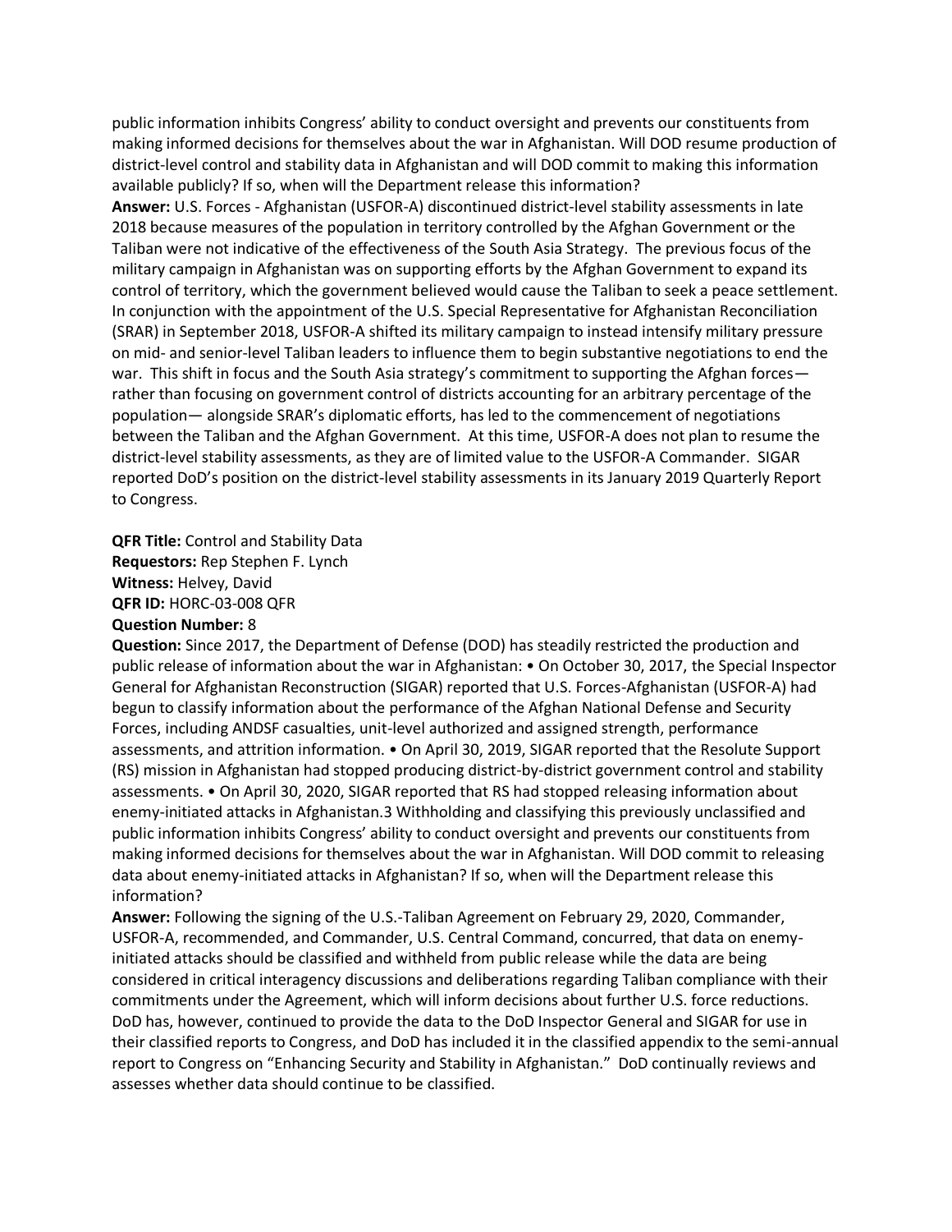public information inhibits Congress' ability to conduct oversight and prevents our constituents from making informed decisions for themselves about the war in Afghanistan. Will DOD resume production of district-level control and stability data in Afghanistan and will DOD commit to making this information available publicly? If so, when will the Department release this information?

**Answer:** U.S. Forces - Afghanistan (USFOR-A) discontinued district-level stability assessments in late 2018 because measures of the population in territory controlled by the Afghan Government or the Taliban were not indicative of the effectiveness of the South Asia Strategy. The previous focus of the military campaign in Afghanistan was on supporting efforts by the Afghan Government to expand its control of territory, which the government believed would cause the Taliban to seek a peace settlement. In conjunction with the appointment of the U.S. Special Representative for Afghanistan Reconciliation (SRAR) in September 2018, USFOR-A shifted its military campaign to instead intensify military pressure on mid- and senior-level Taliban leaders to influence them to begin substantive negotiations to end the war. This shift in focus and the South Asia strategy's commitment to supporting the Afghan forces—rather than focusing on government control of districts accounting for an arbitrary percentage of the population— alongside SRAR's diplomatic efforts, has led to the commencement of negotiations between the Taliban and the Afghan Government. At this time, USFOR-A does not plan to resume the district-level stability assessments, as they are of limited value to the USFOR-A Commander. SIGAR reported DoD's position on the district-level stability assessments in its January 2019 Quarterly Report to Congress.

**QFR Title:** Control and Stability Data
**Requestors:** Rep Stephen F. Lynch
**Witness:** Helvey, David
**QFR ID:** HORC-03-008 QFR
**Question Number:** 8

**Question:** Since 2017, the Department of Defense (DOD) has steadily restricted the production and public release of information about the war in Afghanistan: • On October 30, 2017, the Special Inspector General for Afghanistan Reconstruction (SIGAR) reported that U.S. Forces-Afghanistan (USFOR-A) had begun to classify information about the performance of the Afghan National Defense and Security Forces, including ANDSF casualties, unit-level authorized and assigned strength, performance assessments, and attrition information. • On April 30, 2019, SIGAR reported that the Resolute Support (RS) mission in Afghanistan had stopped producing district-by-district government control and stability assessments. • On April 30, 2020, SIGAR reported that RS had stopped releasing information about enemy-initiated attacks in Afghanistan.3 Withholding and classifying this previously unclassified and public information inhibits Congress' ability to conduct oversight and prevents our constituents from making informed decisions for themselves about the war in Afghanistan. Will DOD commit to releasing data about enemy-initiated attacks in Afghanistan? If so, when will the Department release this information?

**Answer:** Following the signing of the U.S.-Taliban Agreement on February 29, 2020, Commander, USFOR-A, recommended, and Commander, U.S. Central Command, concurred, that data on enemy-initiated attacks should be classified and withheld from public release while the data are being considered in critical interagency discussions and deliberations regarding Taliban compliance with their commitments under the Agreement, which will inform decisions about further U.S. force reductions. DoD has, however, continued to provide the data to the DoD Inspector General and SIGAR for use in their classified reports to Congress, and DoD has included it in the classified appendix to the semi-annual report to Congress on "Enhancing Security and Stability in Afghanistan." DoD continually reviews and assesses whether data should continue to be classified.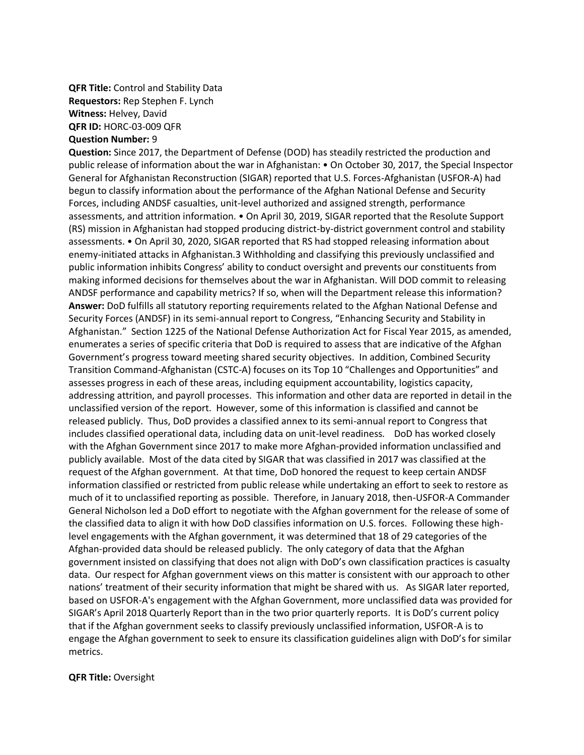**QFR Title:** Control and Stability Data
**Requestors:** Rep Stephen F. Lynch
**Witness:** Helvey, David
**QFR ID:** HORC-03-009 QFR
**Question Number:** 9

**Question:** Since 2017, the Department of Defense (DOD) has steadily restricted the production and public release of information about the war in Afghanistan: • On October 30, 2017, the Special Inspector General for Afghanistan Reconstruction (SIGAR) reported that U.S. Forces-Afghanistan (USFOR-A) had begun to classify information about the performance of the Afghan National Defense and Security Forces, including ANDSF casualties, unit-level authorized and assigned strength, performance assessments, and attrition information. • On April 30, 2019, SIGAR reported that the Resolute Support (RS) mission in Afghanistan had stopped producing district-by-district government control and stability assessments. • On April 30, 2020, SIGAR reported that RS had stopped releasing information about enemy-initiated attacks in Afghanistan.3 Withholding and classifying this previously unclassified and public information inhibits Congress' ability to conduct oversight and prevents our constituents from making informed decisions for themselves about the war in Afghanistan. Will DOD commit to releasing ANDSF performance and capability metrics? If so, when will the Department release this information?

**Answer:** DoD fulfills all statutory reporting requirements related to the Afghan National Defense and Security Forces (ANDSF) in its semi-annual report to Congress, "Enhancing Security and Stability in Afghanistan." Section 1225 of the National Defense Authorization Act for Fiscal Year 2015, as amended, enumerates a series of specific criteria that DoD is required to assess that are indicative of the Afghan Government's progress toward meeting shared security objectives. In addition, Combined Security Transition Command-Afghanistan (CSTC-A) focuses on its Top 10 "Challenges and Opportunities" and assesses progress in each of these areas, including equipment accountability, logistics capacity, addressing attrition, and payroll processes. This information and other data are reported in detail in the unclassified version of the report. However, some of this information is classified and cannot be released publicly. Thus, DoD provides a classified annex to its semi-annual report to Congress that includes classified operational data, including data on unit-level readiness. DoD has worked closely with the Afghan Government since 2017 to make more Afghan-provided information unclassified and publicly available. Most of the data cited by SIGAR that was classified in 2017 was classified at the request of the Afghan government. At that time, DoD honored the request to keep certain ANDSF information classified or restricted from public release while undertaking an effort to seek to restore as much of it to unclassified reporting as possible. Therefore, in January 2018, then-USFOR-A Commander General Nicholson led a DoD effort to negotiate with the Afghan government for the release of some of the classified data to align it with how DoD classifies information on U.S. forces. Following these high-level engagements with the Afghan government, it was determined that 18 of 29 categories of the Afghan-provided data should be released publicly. The only category of data that the Afghan government insisted on classifying that does not align with DoD's own classification practices is casualty data. Our respect for Afghan government views on this matter is consistent with our approach to other nations' treatment of their security information that might be shared with us. As SIGAR later reported, based on USFOR-A's engagement with the Afghan Government, more unclassified data was provided for SIGAR's April 2018 Quarterly Report than in the two prior quarterly reports. It is DoD's current policy that if the Afghan government seeks to classify previously unclassified information, USFOR-A is to engage the Afghan government to seek to ensure its classification guidelines align with DoD's for similar metrics.

**QFR Title:** Oversight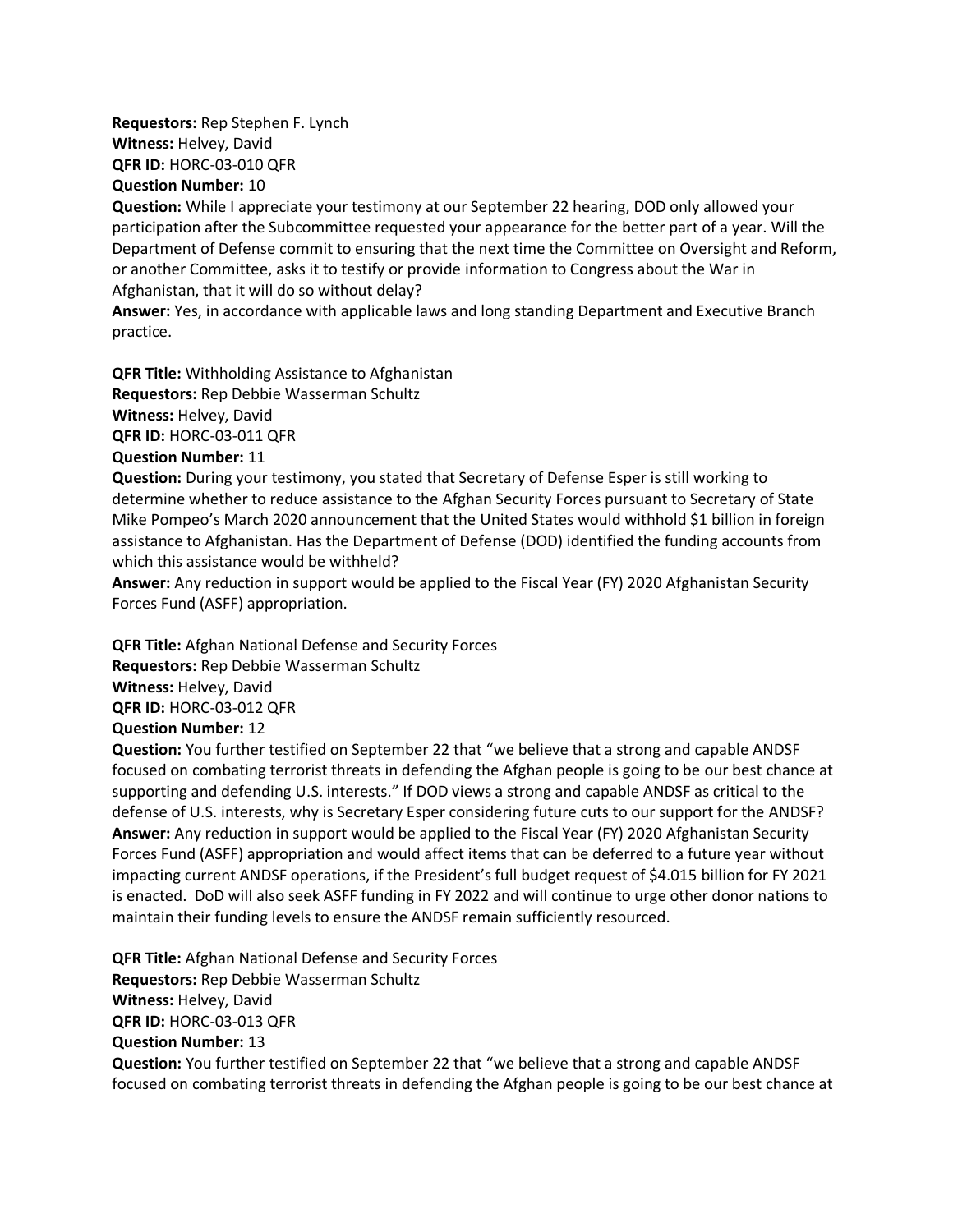**Requestors:** Rep Stephen F. Lynch
**Witness:** Helvey, David
**QFR ID:** HORC-03-010 QFR
**Question Number:** 10
**Question:** While I appreciate your testimony at our September 22 hearing, DOD only allowed your participation after the Subcommittee requested your appearance for the better part of a year. Will the Department of Defense commit to ensuring that the next time the Committee on Oversight and Reform, or another Committee, asks it to testify or provide information to Congress about the War in Afghanistan, that it will do so without delay?
**Answer:** Yes, in accordance with applicable laws and long standing Department and Executive Branch practice.

**QFR Title:** Withholding Assistance to Afghanistan
**Requestors:** Rep Debbie Wasserman Schultz
**Witness:** Helvey, David
**QFR ID:** HORC-03-011 QFR
**Question Number:** 11
**Question:** During your testimony, you stated that Secretary of Defense Esper is still working to determine whether to reduce assistance to the Afghan Security Forces pursuant to Secretary of State Mike Pompeo's March 2020 announcement that the United States would withhold $1 billion in foreign assistance to Afghanistan. Has the Department of Defense (DOD) identified the funding accounts from which this assistance would be withheld?
**Answer:** Any reduction in support would be applied to the Fiscal Year (FY) 2020 Afghanistan Security Forces Fund (ASFF) appropriation.

**QFR Title:** Afghan National Defense and Security Forces
**Requestors:** Rep Debbie Wasserman Schultz
**Witness:** Helvey, David
**QFR ID:** HORC-03-012 QFR
**Question Number:** 12
**Question:** You further testified on September 22 that "we believe that a strong and capable ANDSF focused on combating terrorist threats in defending the Afghan people is going to be our best chance at supporting and defending U.S. interests." If DOD views a strong and capable ANDSF as critical to the defense of U.S. interests, why is Secretary Esper considering future cuts to our support for the ANDSF?
**Answer:** Any reduction in support would be applied to the Fiscal Year (FY) 2020 Afghanistan Security Forces Fund (ASFF) appropriation and would affect items that can be deferred to a future year without impacting current ANDSF operations, if the President's full budget request of $4.015 billion for FY 2021 is enacted. DoD will also seek ASFF funding in FY 2022 and will continue to urge other donor nations to maintain their funding levels to ensure the ANDSF remain sufficiently resourced.

**QFR Title:** Afghan National Defense and Security Forces
**Requestors:** Rep Debbie Wasserman Schultz
**Witness:** Helvey, David
**QFR ID:** HORC-03-013 QFR
**Question Number:** 13
**Question:** You further testified on September 22 that "we believe that a strong and capable ANDSF focused on combating terrorist threats in defending the Afghan people is going to be our best chance at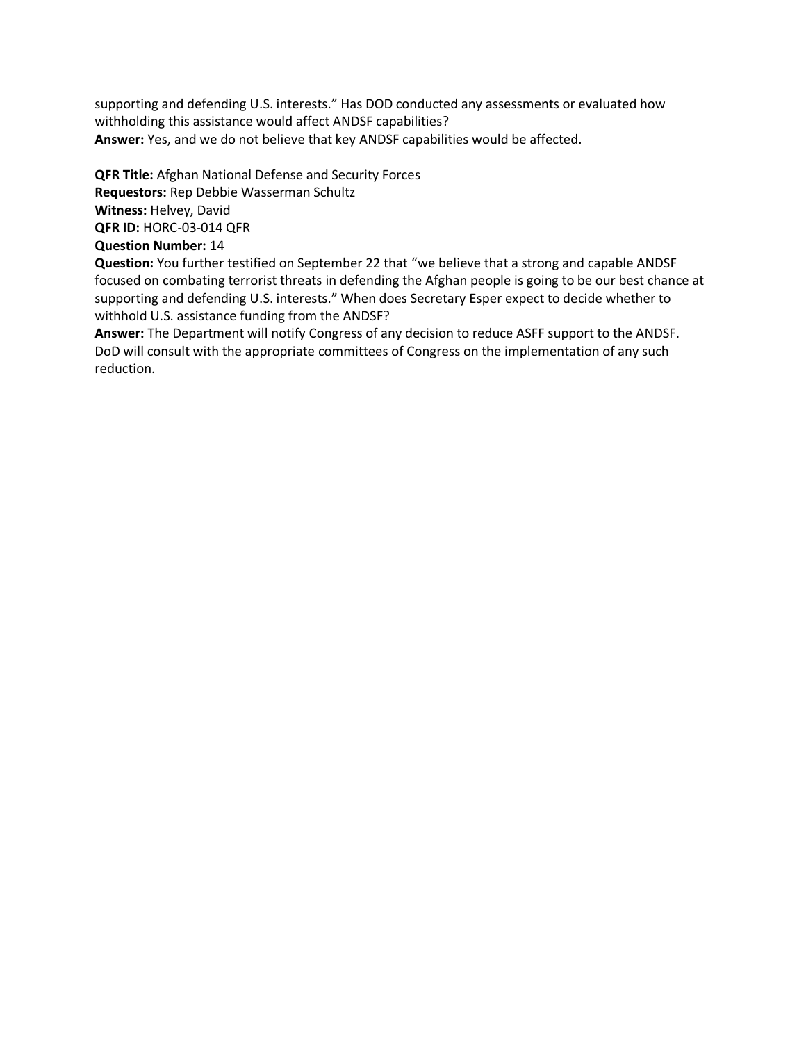supporting and defending U.S. interests." Has DOD conducted any assessments or evaluated how withholding this assistance would affect ANDSF capabilities?
**Answer:** Yes, and we do not believe that key ANDSF capabilities would be affected.

**QFR Title:** Afghan National Defense and Security Forces
**Requestors:** Rep Debbie Wasserman Schultz
**Witness:** Helvey, David
**QFR ID:** HORC-03-014 QFR
**Question Number:** 14
**Question:** You further testified on September 22 that "we believe that a strong and capable ANDSF focused on combating terrorist threats in defending the Afghan people is going to be our best chance at supporting and defending U.S. interests." When does Secretary Esper expect to decide whether to withhold U.S. assistance funding from the ANDSF?
**Answer:** The Department will notify Congress of any decision to reduce ASFF support to the ANDSF. DoD will consult with the appropriate committees of Congress on the implementation of any such reduction.